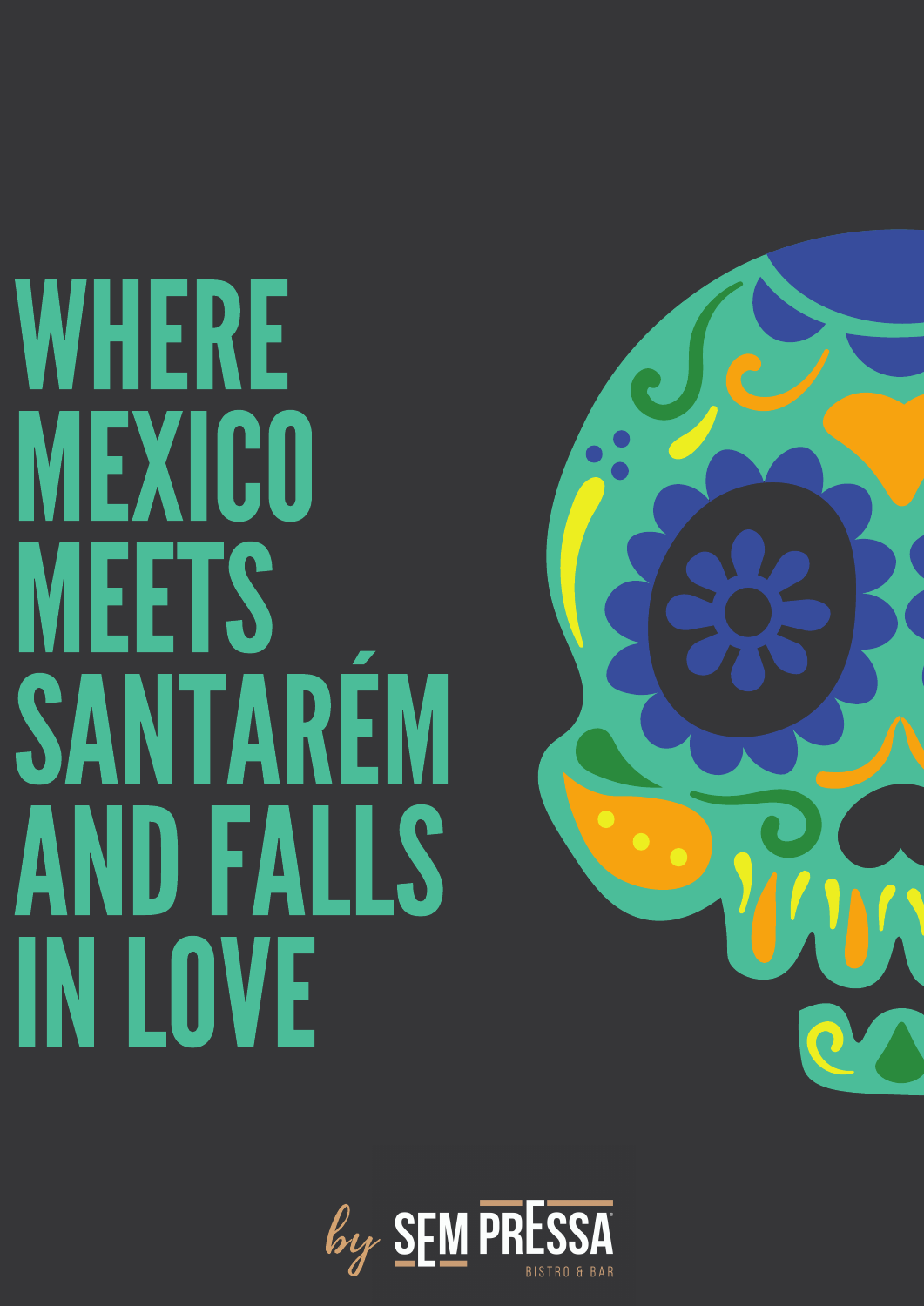# WHERE MEXICO MEETS SANTARÉM AND FALLS IN LOVE

by SEM PRESSA

BISTRO & BAR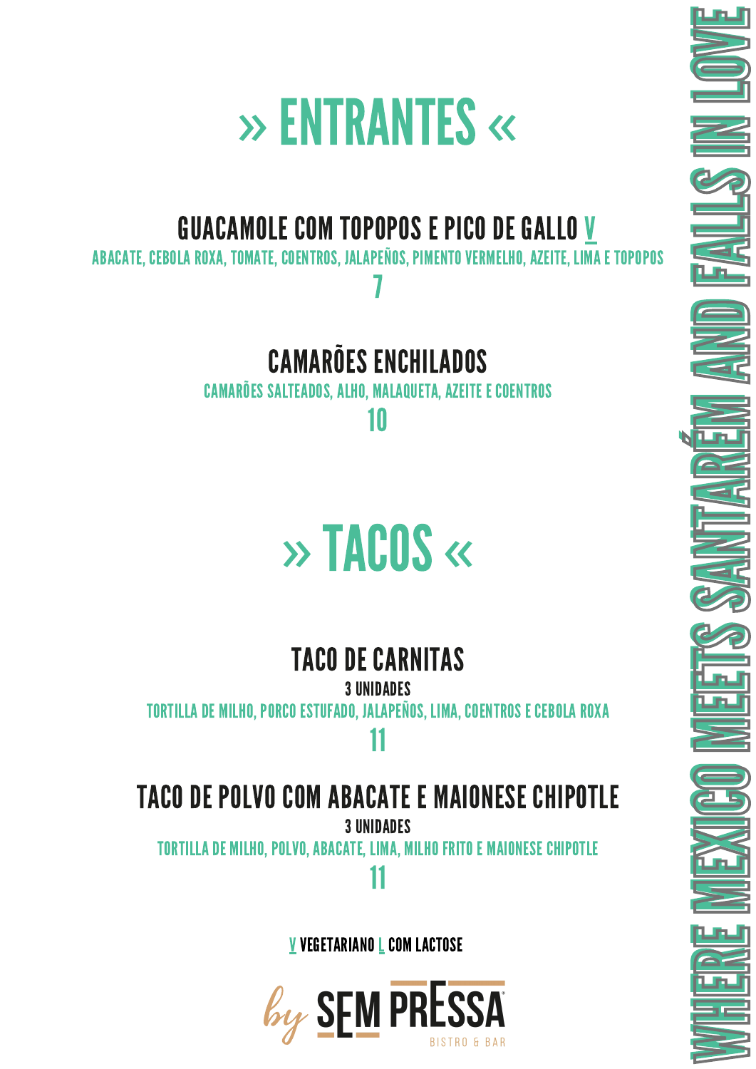# » ENTRANTES «

## GUACAMOLE COM TOPOPOS E PICO DE GALLO V

ABACATE, CEBOLA ROXA, TOMATE, COENTROS, JALAPEÑOS, PIMENTO VERMELHO, AZEITE, LIMA E TOPOPOS

7

## CAMARÕES ENCHILADOS

CAMARÕES SALTEADOS, ALHO, MALAQUETA, AZEITE E COENTROS

10

# » TACOS «

## TACO DE CARNITAS

3 UNIDADES

TORTILLA DE MILHO, PORCO ESTUFADO, JALAPEÑOS, LIMA, COENTROS E CEBOLA ROXA

11

## TACO DE POLVO COM ABACATE E MAIONESE CHIPOTLE

3 UNIDADES

TORTILLA DE MILHO, POLVO, ABACATE, LIMA, MILHO FRITO E MAIONESE CHIPOTLE

11

V VEGETARIANO L COM LACTOSE

by SEM PRESSA BISTRO & BAR

WHERE MEXICO MEETS SANTARÉM AND FALLS IN LOVE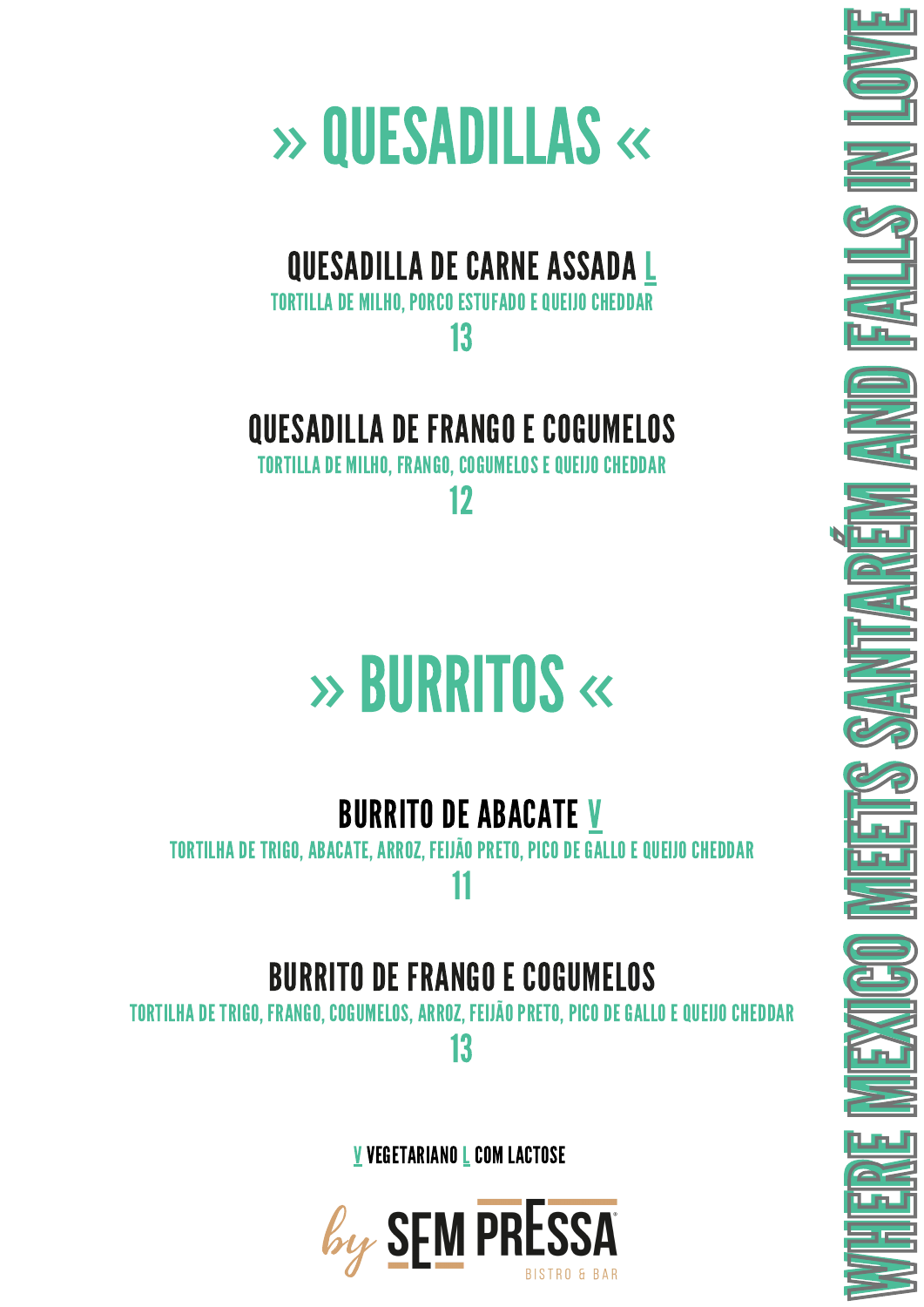# » QUESADILLAS «

### QUESADILLA DE CARNE ASSADA L

TORTILLA DE MILHO, PORCO ESTUFADO E QUEIJO CHEDDAR

13

### QUESADILLA DE FRANGO E COGUMELOS

TORTILLA DE MILHO, FRANGO, COGUMELOS E QUEIJO CHEDDAR

12

# » BURRITOS «

### BURRITO DE ABACATE V

TORTILHA DE TRIGO, ABACATE, ARROZ, FEIJÃO PRETO, PICO DE GALLO E QUEIJO CHEDDAR

11

### BURRITO DE FRANGO E COGUMELOS

TORTILHA DE TRIGO, FRANGO, COGUMELOS, ARROZ, FEIJÃO PRETO, PICO DE GALLO E QUEIJO CHEDDAR

13

V VEGETARIANO L COM LACTOSE

by SEM PRESSA BISTRO & BAR

WHERE MEXICO MEETS SANTARÉM AND FALLS IN LOVE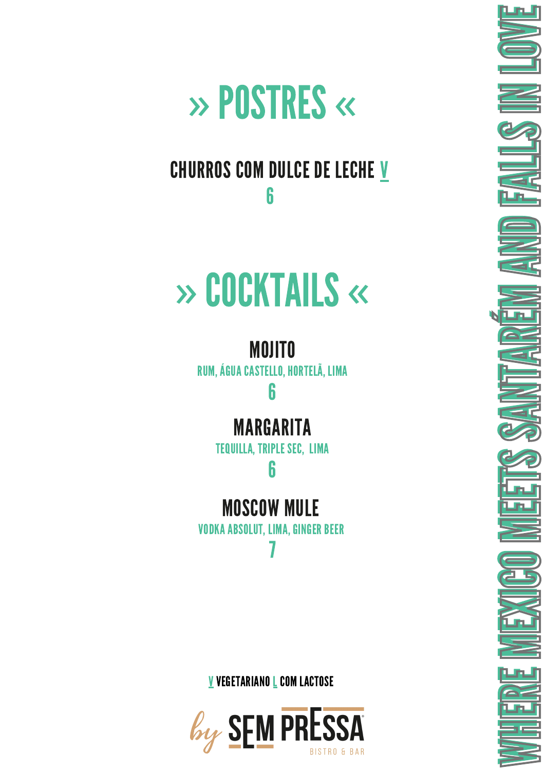# » POSTRES «

**CHURROS COM DULCE DE LECHE** V

6

# » COCKTAILS «

**MOJITO**

RUM, ÁGUA CASTELLO, HORTELÃ, LIMA

6

**MARGARITA**

TEQUILLA, TRIPLE SEC, LIMA

6

**MOSCOW MULE**

VODKA ABSOLUT, LIMA, GINGER BEER

7

V VEGETARIANO L COM LACTOSE

by SEM PRESSA BISTRO & BAR

WHERE MEXICO MEETS SANTARÉM AND FALLS IN LOVE